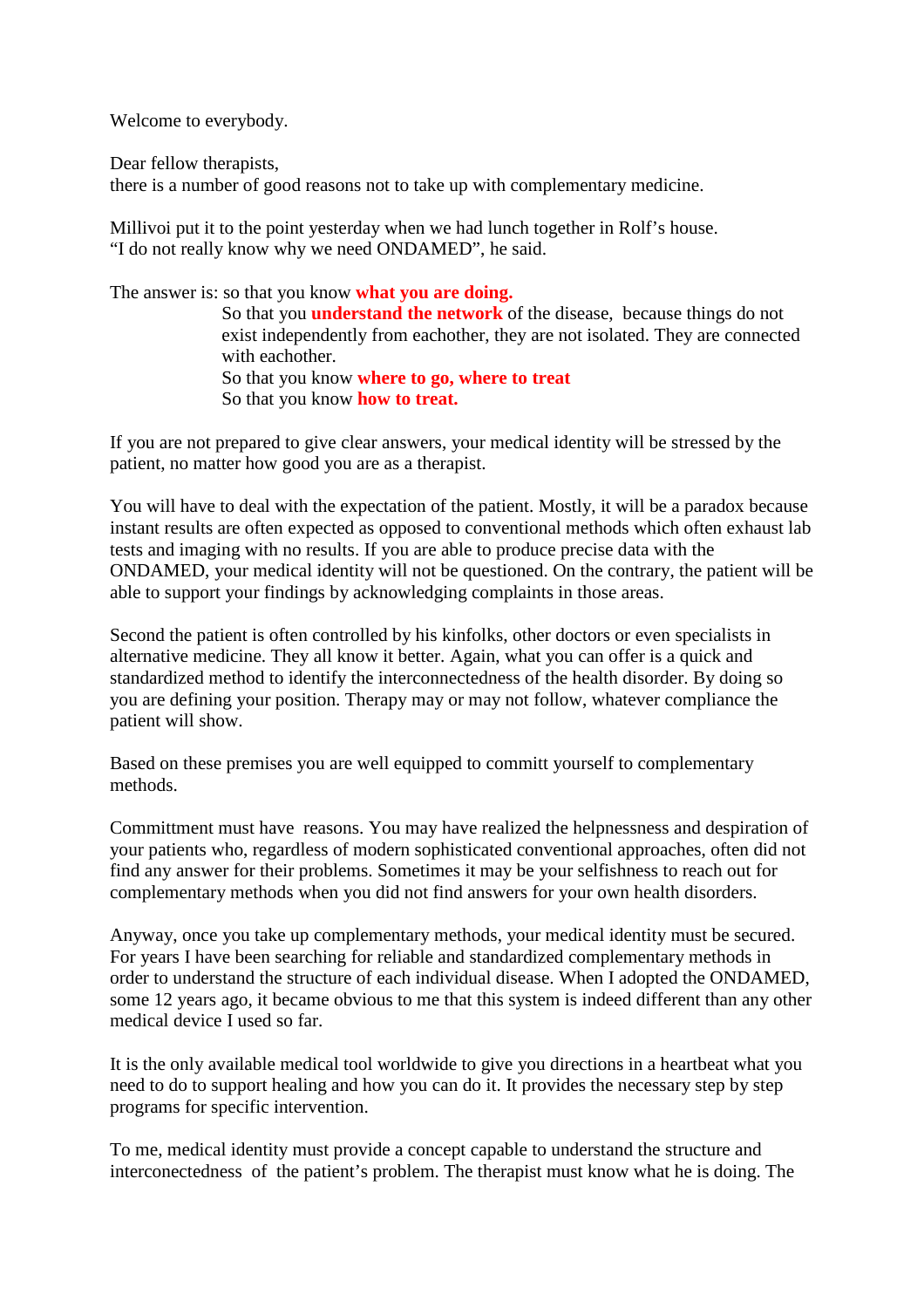Welcome to everybody.

Dear fellow therapists,
there is a number of good reasons not to take up with complementary medicine.

Millivoi put it to the point yesterday when we had lunch together in Rolf's house.
"I do not really know why we need ONDAMED", he said.

The answer is: so that you know **what you are doing.**
So that you **understand the network** of the disease, because things do not exist independently from eachother, they are not isolated. They are connected with eachother.
So that you know **where to go, where to treat**
So that you know **how to treat.**

If you are not prepared to give clear answers, your medical identity will be stressed by the patient, no matter how good you are as a therapist.

You will have to deal with the expectation of the patient. Mostly, it will be a paradox because instant results are often expected as opposed to conventional methods which often exhaust lab tests and imaging with no results. If you are able to produce precise data with the ONDAMED, your medical identity will not be questioned. On the contrary, the patient will be able to support your findings by acknowledging complaints in those areas.

Second the patient is often controlled by his kinfolks, other doctors or even specialists in alternative medicine. They all know it better. Again, what you can offer is a quick and standardized method to identify the interconnectedness of the health disorder. By doing so you are defining your position. Therapy may or may not follow, whatever compliance the patient will show.

Based on these premises you are well equipped to committ yourself to complementary methods.

Committment must have reasons. You may have realized the helpnessness and despiration of your patients who, regardless of modern sophisticated conventional approaches, often did not find any answer for their problems. Sometimes it may be your selfishness to reach out for complementary methods when you did not find answers for your own health disorders.

Anyway, once you take up complementary methods, your medical identity must be secured. For years I have been searching for reliable and standardized complementary methods in order to understand the structure of each individual disease. When I adopted the ONDAMED, some 12 years ago, it became obvious to me that this system is indeed different than any other medical device I used so far.

It is the only available medical tool worldwide to give you directions in a heartbeat what you need to do to support healing and how you can do it. It provides the necessary step by step programs for specific intervention.

To me, medical identity must provide a concept capable to understand the structure and interconectedness of the patient's problem. The therapist must know what he is doing. The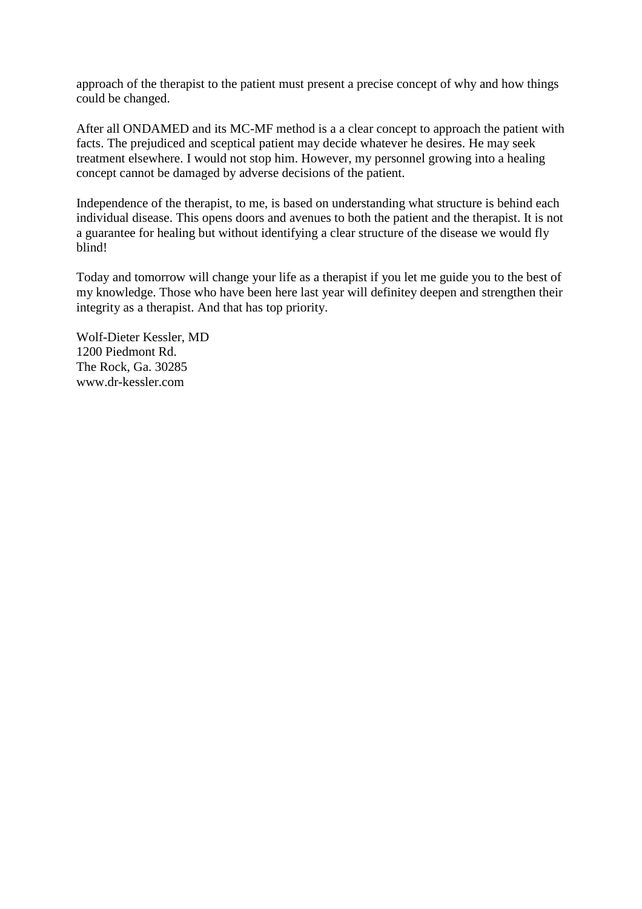approach of the therapist to the patient must present a precise concept of why and how things could be changed.

After all ONDAMED and its MC-MF method is a a clear concept to approach the patient with facts. The prejudiced and sceptical patient may decide whatever he desires. He may seek treatment elsewhere. I would not stop him. However, my personnel growing into a healing concept cannot be damaged by adverse decisions of the patient.

Independence of the therapist, to me, is based on understanding what structure is behind each individual disease. This opens doors and avenues to both the patient and the therapist. It is not a guarantee for healing but without identifying a clear structure of the disease we would fly blind!

Today and tomorrow will change your life as a therapist if you let me guide you to the best of my knowledge. Those who have been here last year will definitey deepen and strengthen their integrity as a therapist. And that has top priority.

Wolf-Dieter Kessler, MD
1200 Piedmont Rd.
The Rock, Ga. 30285
www.dr-kessler.com